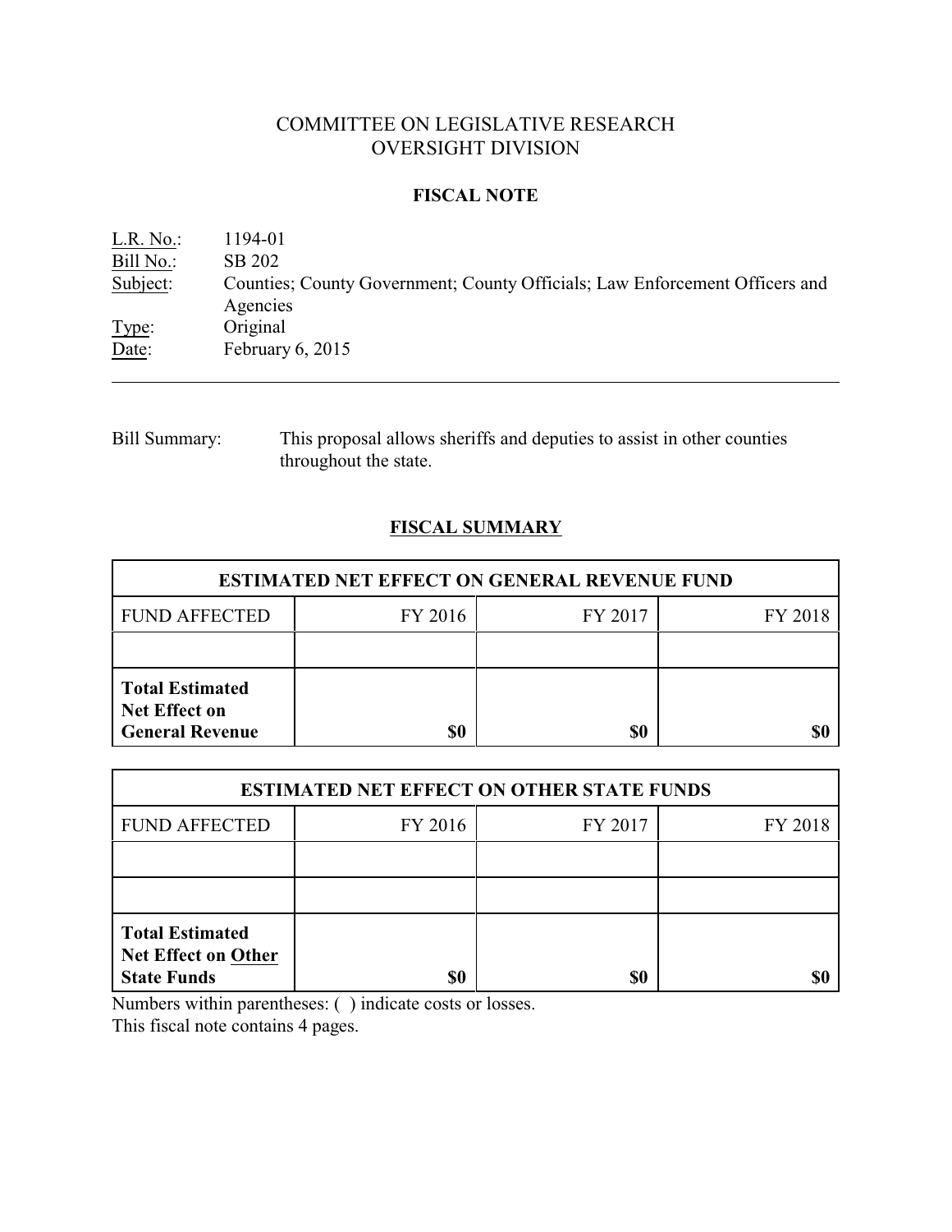# COMMITTEE ON LEGISLATIVE RESEARCH
# OVERSIGHT DIVISION

## FISCAL NOTE

L.R. No.: 1194-01
Bill No.: SB 202
Subject: Counties; County Government; County Officials; Law Enforcement Officers and Agencies
Type: Original
Date: February 6, 2015

---

Bill Summary: This proposal allows sheriffs and deputies to assist in other counties throughout the state.

## FISCAL SUMMARY

| ESTIMATED NET EFFECT ON GENERAL REVENUE FUND | | | |
|---|---|---|---|
| FUND AFFECTED | FY 2016 | FY 2017 | FY 2018 |
| | | | |
| **Total Estimated Net Effect on General Revenue** | **$0** | **$0** | **$0** |

| ESTIMATED NET EFFECT ON OTHER STATE FUNDS | | | |
|---|---|---|---|
| FUND AFFECTED | FY 2016 | FY 2017 | FY 2018 |
| | | | |
| | | | |
| **Total Estimated Net Effect on Other State Funds** | **$0** | **$0** | **$0** |

Numbers within parentheses: ( ) indicate costs or losses.
This fiscal note contains 4 pages.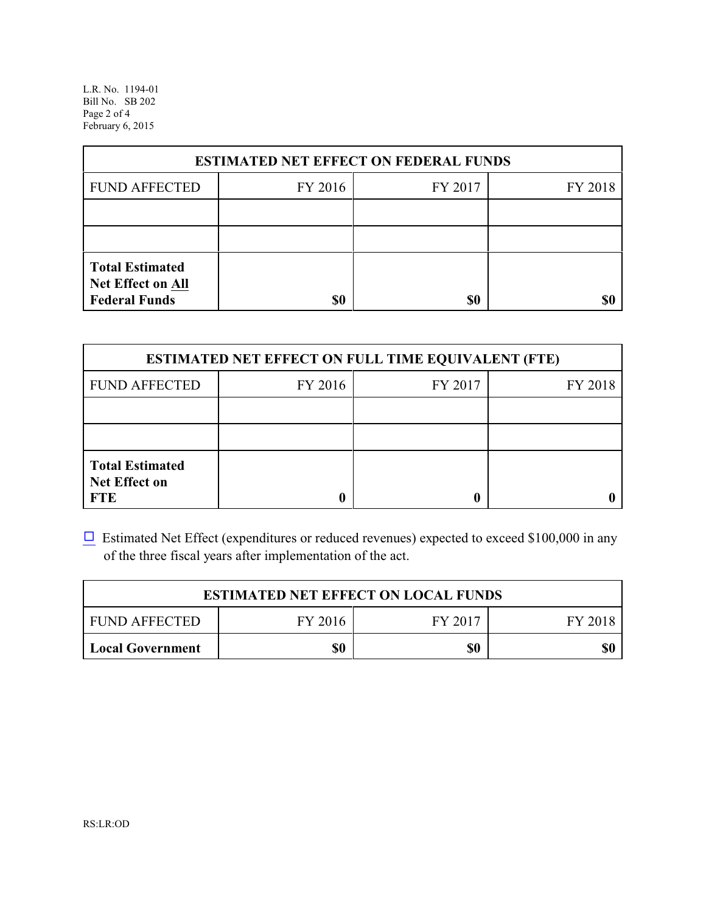| ESTIMATED NET EFFECT ON FEDERAL FUNDS | | | |
|---|---|---|---|
| FUND AFFECTED | FY 2016 | FY 2017 | FY 2018 |
| | | | |
| | | | |
| **Total Estimated Net Effect on All Federal Funds** | **$0** | **$0** | **$0** |

| ESTIMATED NET EFFECT ON FULL TIME EQUIVALENT (FTE) | | | |
|---|---|---|---|
| FUND AFFECTED | FY 2016 | FY 2017 | FY 2018 |
| | | | |
| | | | |
| **Total Estimated Net Effect on FTE** | **0** | **0** | **0** |

☐ Estimated Net Effect (expenditures or reduced revenues) expected to exceed $100,000 in any of the three fiscal years after implementation of the act.

| ESTIMATED NET EFFECT ON LOCAL FUNDS | | | |
|---|---|---|---|
| FUND AFFECTED | FY 2016 | FY 2017 | FY 2018 |
| **Local Government** | **$0** | **$0** | **$0** |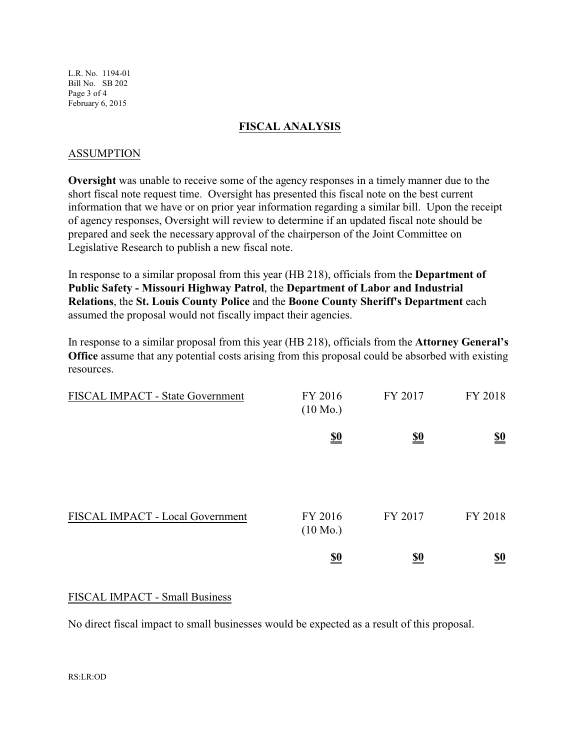## FISCAL ANALYSIS

### ASSUMPTION

**Oversight** was unable to receive some of the agency responses in a timely manner due to the short fiscal note request time. Oversight has presented this fiscal note on the best current information that we have or on prior year information regarding a similar bill. Upon the receipt of agency responses, Oversight will review to determine if an updated fiscal note should be prepared and seek the necessary approval of the chairperson of the Joint Committee on Legislative Research to publish a new fiscal note.

In response to a similar proposal from this year (HB 218), officials from the **Department of Public Safety - Missouri Highway Patrol**, the **Department of Labor and Industrial Relations**, the **St. Louis County Police** and the **Boone County Sheriff's Department** each assumed the proposal would not fiscally impact their agencies.

In response to a similar proposal from this year (HB 218), officials from the **Attorney General's Office** assume that any potential costs arising from this proposal could be absorbed with existing resources.

| FISCAL IMPACT - State Government | FY 2016 (10 Mo.) | FY 2017 | FY 2018 |
|---|---|---|---|
| | **$0** | **$0** | **$0** |

| FISCAL IMPACT - Local Government | FY 2016 (10 Mo.) | FY 2017 | FY 2018 |
|---|---|---|---|
| | **$0** | **$0** | **$0** |

### FISCAL IMPACT - Small Business

No direct fiscal impact to small businesses would be expected as a result of this proposal.

RS:LR:OD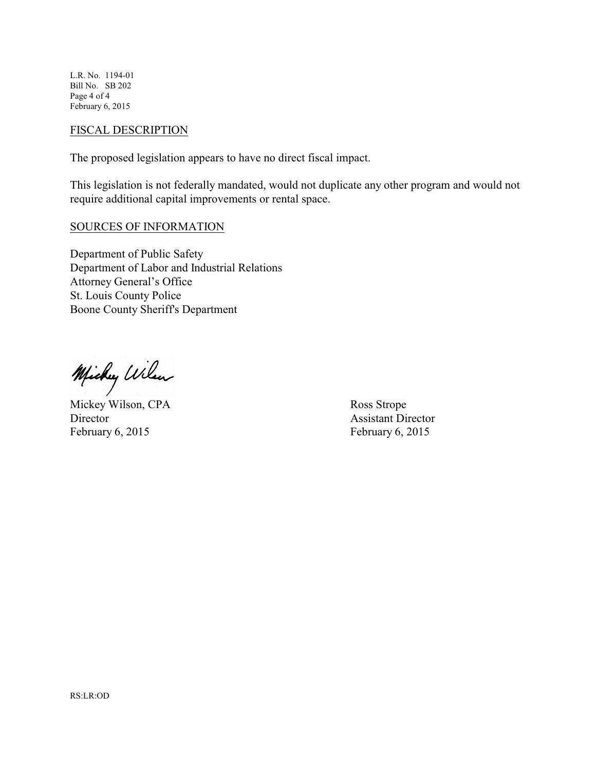## FISCAL DESCRIPTION

The proposed legislation appears to have no direct fiscal impact.

This legislation is not federally mandated, would not duplicate any other program and would not require additional capital improvements or rental space.

## SOURCES OF INFORMATION

Department of Public Safety
Department of Labor and Industrial Relations
Attorney General's Office
St. Louis County Police
Boone County Sheriff's Department

Mickey Wilson, CPA
Director
February 6, 2015

Ross Strope
Assistant Director
February 6, 2015

RS:LR:OD